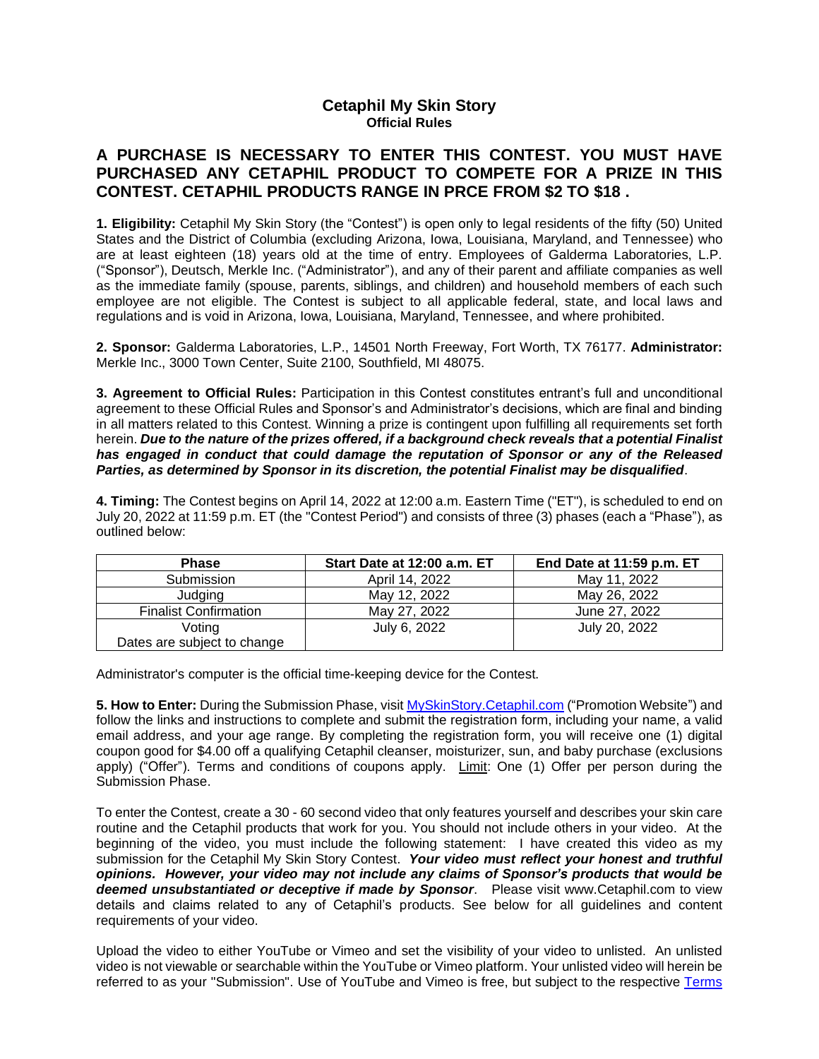# Cetaphil My Skin Story

## Official Rules

## A PURCHASE IS NECESSARY TO ENTER THIS CONTEST. YOU MUST HAVE PURCHASED ANY CETAPHIL PRODUCT TO COMPETE FOR A PRIZE IN THIS CONTEST. CETAPHIL PRODUCTS RANGE IN PRCE FROM $2 TO $18 .

**1. Eligibility:** Cetaphil My Skin Story (the "Contest") is open only to legal residents of the fifty (50) United States and the District of Columbia (excluding Arizona, Iowa, Louisiana, Maryland, and Tennessee) who are at least eighteen (18) years old at the time of entry. Employees of Galderma Laboratories, L.P. ("Sponsor"), Deutsch, Merkle Inc. ("Administrator"), and any of their parent and affiliate companies as well as the immediate family (spouse, parents, siblings, and children) and household members of each such employee are not eligible. The Contest is subject to all applicable federal, state, and local laws and regulations and is void in Arizona, Iowa, Louisiana, Maryland, Tennessee, and where prohibited.

**2. Sponsor:** Galderma Laboratories, L.P., 14501 North Freeway, Fort Worth, TX 76177. **Administrator:** Merkle Inc., 3000 Town Center, Suite 2100, Southfield, MI 48075.

**3. Agreement to Official Rules:** Participation in this Contest constitutes entrant's full and unconditional agreement to these Official Rules and Sponsor's and Administrator's decisions, which are final and binding in all matters related to this Contest. Winning a prize is contingent upon fulfilling all requirements set forth herein. ***Due to the nature of the prizes offered, if a background check reveals that a potential Finalist has engaged in conduct that could damage the reputation of Sponsor or any of the Released Parties, as determined by Sponsor in its discretion, the potential Finalist may be disqualified***.

**4. Timing:** The Contest begins on April 14, 2022 at 12:00 a.m. Eastern Time ("ET"), is scheduled to end on July 20, 2022 at 11:59 p.m. ET (the "Contest Period") and consists of three (3) phases (each a "Phase"), as outlined below:

| Phase | Start Date at 12:00 a.m. ET | End Date at 11:59 p.m. ET |
|---|---|---|
| Submission | April 14, 2022 | May 11, 2022 |
| Judging | May 12, 2022 | May 26, 2022 |
| Finalist Confirmation | May 27, 2022 | June 27, 2022 |
| Voting<br>Dates are subject to change | July 6, 2022 | July 20, 2022 |

Administrator's computer is the official time-keeping device for the Contest.

**5. How to Enter:** During the Submission Phase, visit MySkinStory.Cetaphil.com ("Promotion Website") and follow the links and instructions to complete and submit the registration form, including your name, a valid email address, and your age range. By completing the registration form, you will receive one (1) digital coupon good for $4.00 off a qualifying Cetaphil cleanser, moisturizer, sun, and baby purchase (exclusions apply) ("Offer"). Terms and conditions of coupons apply. Limit: One (1) Offer per person during the Submission Phase.

To enter the Contest, create a 30 - 60 second video that only features yourself and describes your skin care routine and the Cetaphil products that work for you. You should not include others in your video. At the beginning of the video, you must include the following statement: I have created this video as my submission for the Cetaphil My Skin Story Contest. ***Your video must reflect your honest and truthful opinions. However, your video may not include any claims of Sponsor's products that would be deemed unsubstantiated or deceptive if made by Sponsor***. Please visit www.Cetaphil.com to view details and claims related to any of Cetaphil's products. See below for all guidelines and content requirements of your video.

Upload the video to either YouTube or Vimeo and set the visibility of your video to unlisted. An unlisted video is not viewable or searchable within the YouTube or Vimeo platform. Your unlisted video will herein be referred to as your "Submission". Use of YouTube and Vimeo is free, but subject to the respective Terms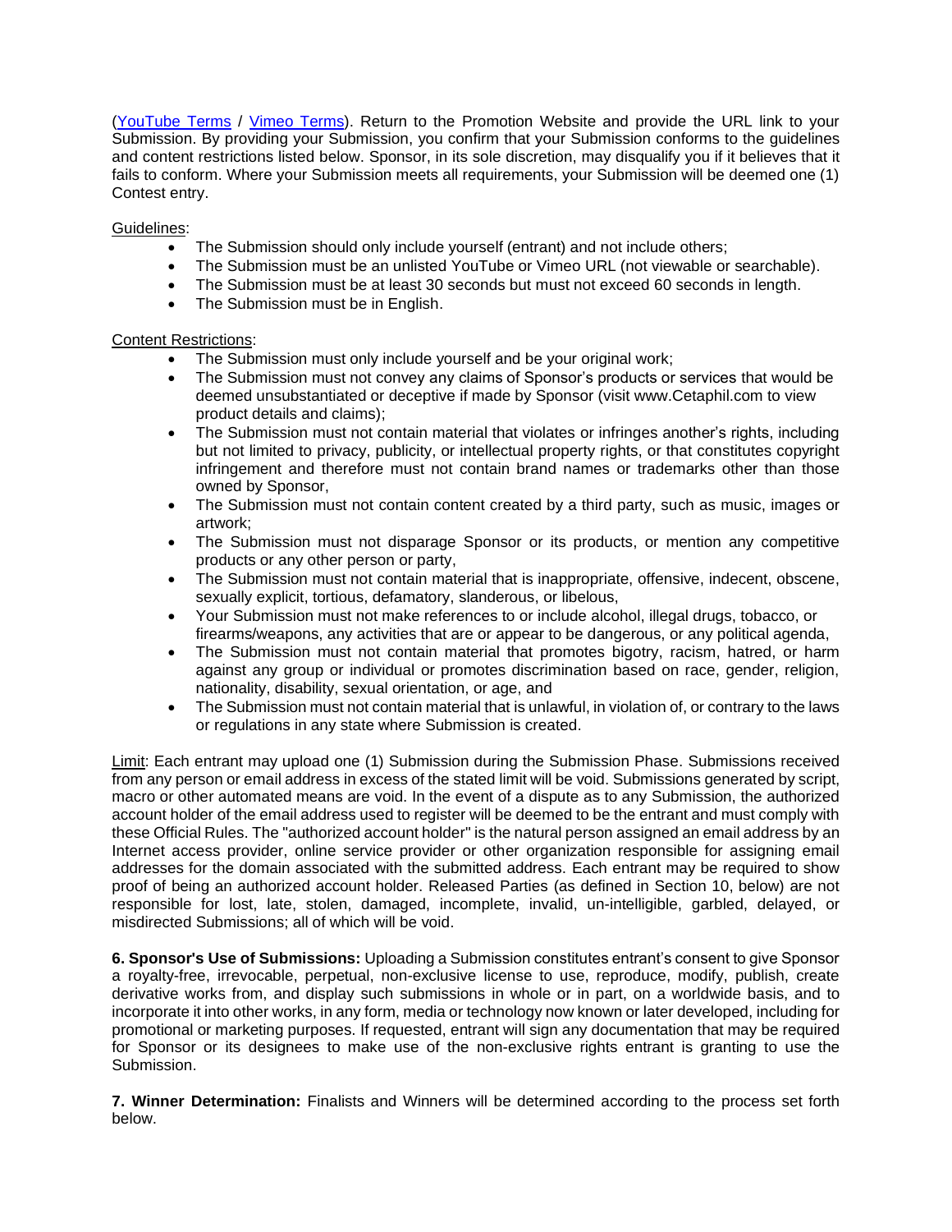(YouTube Terms / Vimeo Terms). Return to the Promotion Website and provide the URL link to your Submission. By providing your Submission, you confirm that your Submission conforms to the guidelines and content restrictions listed below. Sponsor, in its sole discretion, may disqualify you if it believes that it fails to conform. Where your Submission meets all requirements, your Submission will be deemed one (1) Contest entry.

Guidelines:

- The Submission should only include yourself (entrant) and not include others;
- The Submission must be an unlisted YouTube or Vimeo URL (not viewable or searchable).
- The Submission must be at least 30 seconds but must not exceed 60 seconds in length.
- The Submission must be in English.

Content Restrictions:

- The Submission must only include yourself and be your original work;
- The Submission must not convey any claims of Sponsor's products or services that would be deemed unsubstantiated or deceptive if made by Sponsor (visit www.Cetaphil.com to view product details and claims);
- The Submission must not contain material that violates or infringes another's rights, including but not limited to privacy, publicity, or intellectual property rights, or that constitutes copyright infringement and therefore must not contain brand names or trademarks other than those owned by Sponsor,
- The Submission must not contain content created by a third party, such as music, images or artwork;
- The Submission must not disparage Sponsor or its products, or mention any competitive products or any other person or party,
- The Submission must not contain material that is inappropriate, offensive, indecent, obscene, sexually explicit, tortious, defamatory, slanderous, or libelous,
- Your Submission must not make references to or include alcohol, illegal drugs, tobacco, or firearms/weapons, any activities that are or appear to be dangerous, or any political agenda,
- The Submission must not contain material that promotes bigotry, racism, hatred, or harm against any group or individual or promotes discrimination based on race, gender, religion, nationality, disability, sexual orientation, or age, and
- The Submission must not contain material that is unlawful, in violation of, or contrary to the laws or regulations in any state where Submission is created.

Limit: Each entrant may upload one (1) Submission during the Submission Phase. Submissions received from any person or email address in excess of the stated limit will be void. Submissions generated by script, macro or other automated means are void. In the event of a dispute as to any Submission, the authorized account holder of the email address used to register will be deemed to be the entrant and must comply with these Official Rules. The "authorized account holder" is the natural person assigned an email address by an Internet access provider, online service provider or other organization responsible for assigning email addresses for the domain associated with the submitted address. Each entrant may be required to show proof of being an authorized account holder. Released Parties (as defined in Section 10, below) are not responsible for lost, late, stolen, damaged, incomplete, invalid, un-intelligible, garbled, delayed, or misdirected Submissions; all of which will be void.

**6. Sponsor's Use of Submissions:** Uploading a Submission constitutes entrant's consent to give Sponsor a royalty-free, irrevocable, perpetual, non-exclusive license to use, reproduce, modify, publish, create derivative works from, and display such submissions in whole or in part, on a worldwide basis, and to incorporate it into other works, in any form, media or technology now known or later developed, including for promotional or marketing purposes. If requested, entrant will sign any documentation that may be required for Sponsor or its designees to make use of the non-exclusive rights entrant is granting to use the Submission.

**7. Winner Determination:** Finalists and Winners will be determined according to the process set forth below.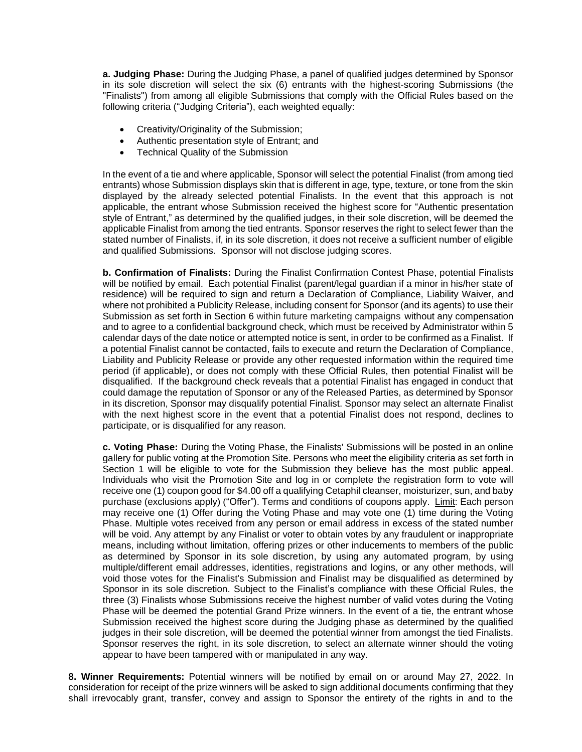**a. Judging Phase:** During the Judging Phase, a panel of qualified judges determined by Sponsor in its sole discretion will select the six (6) entrants with the highest-scoring Submissions (the "Finalists") from among all eligible Submissions that comply with the Official Rules based on the following criteria ("Judging Criteria"), each weighted equally:

- Creativity/Originality of the Submission;
- Authentic presentation style of Entrant; and
- Technical Quality of the Submission

In the event of a tie and where applicable, Sponsor will select the potential Finalist (from among tied entrants) whose Submission displays skin that is different in age, type, texture, or tone from the skin displayed by the already selected potential Finalists. In the event that this approach is not applicable, the entrant whose Submission received the highest score for "Authentic presentation style of Entrant," as determined by the qualified judges, in their sole discretion, will be deemed the applicable Finalist from among the tied entrants. Sponsor reserves the right to select fewer than the stated number of Finalists, if, in its sole discretion, it does not receive a sufficient number of eligible and qualified Submissions. Sponsor will not disclose judging scores.

**b. Confirmation of Finalists:** During the Finalist Confirmation Contest Phase, potential Finalists will be notified by email. Each potential Finalist (parent/legal guardian if a minor in his/her state of residence) will be required to sign and return a Declaration of Compliance, Liability Waiver, and where not prohibited a Publicity Release, including consent for Sponsor (and its agents) to use their Submission as set forth in Section 6 within future marketing campaigns without any compensation and to agree to a confidential background check, which must be received by Administrator within 5 calendar days of the date notice or attempted notice is sent, in order to be confirmed as a Finalist. If a potential Finalist cannot be contacted, fails to execute and return the Declaration of Compliance, Liability and Publicity Release or provide any other requested information within the required time period (if applicable), or does not comply with these Official Rules, then potential Finalist will be disqualified. If the background check reveals that a potential Finalist has engaged in conduct that could damage the reputation of Sponsor or any of the Released Parties, as determined by Sponsor in its discretion, Sponsor may disqualify potential Finalist. Sponsor may select an alternate Finalist with the next highest score in the event that a potential Finalist does not respond, declines to participate, or is disqualified for any reason.

**c. Voting Phase:** During the Voting Phase, the Finalists' Submissions will be posted in an online gallery for public voting at the Promotion Site. Persons who meet the eligibility criteria as set forth in Section 1 will be eligible to vote for the Submission they believe has the most public appeal. Individuals who visit the Promotion Site and log in or complete the registration form to vote will receive one (1) coupon good for $4.00 off a qualifying Cetaphil cleanser, moisturizer, sun, and baby purchase (exclusions apply) ("Offer"). Terms and conditions of coupons apply. Limit: Each person may receive one (1) Offer during the Voting Phase and may vote one (1) time during the Voting Phase. Multiple votes received from any person or email address in excess of the stated number will be void. Any attempt by any Finalist or voter to obtain votes by any fraudulent or inappropriate means, including without limitation, offering prizes or other inducements to members of the public as determined by Sponsor in its sole discretion, by using any automated program, by using multiple/different email addresses, identities, registrations and logins, or any other methods, will void those votes for the Finalist's Submission and Finalist may be disqualified as determined by Sponsor in its sole discretion. Subject to the Finalist's compliance with these Official Rules, the three (3) Finalists whose Submissions receive the highest number of valid votes during the Voting Phase will be deemed the potential Grand Prize winners. In the event of a tie, the entrant whose Submission received the highest score during the Judging phase as determined by the qualified judges in their sole discretion, will be deemed the potential winner from amongst the tied Finalists. Sponsor reserves the right, in its sole discretion, to select an alternate winner should the voting appear to have been tampered with or manipulated in any way.

**8. Winner Requirements:** Potential winners will be notified by email on or around May 27, 2022. In consideration for receipt of the prize winners will be asked to sign additional documents confirming that they shall irrevocably grant, transfer, convey and assign to Sponsor the entirety of the rights in and to the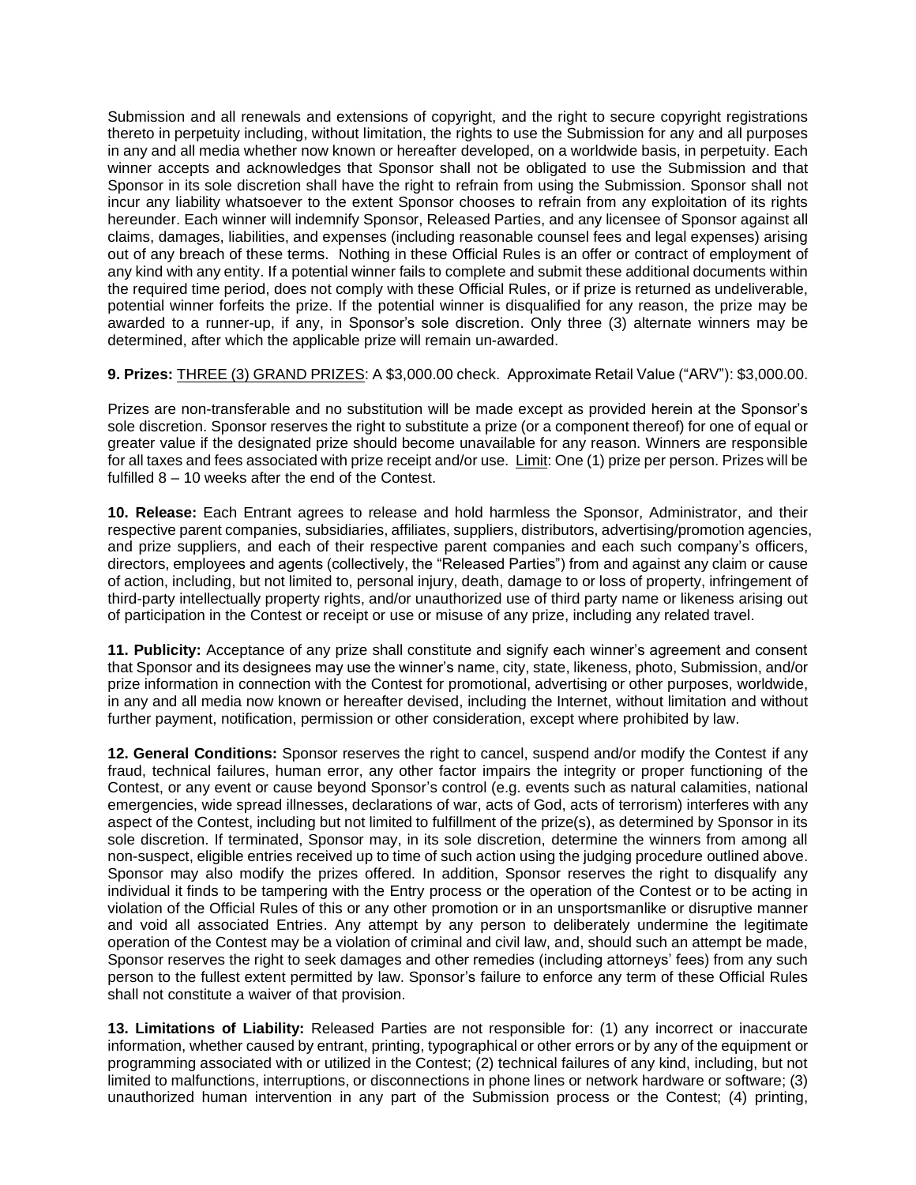Submission and all renewals and extensions of copyright, and the right to secure copyright registrations thereto in perpetuity including, without limitation, the rights to use the Submission for any and all purposes in any and all media whether now known or hereafter developed, on a worldwide basis, in perpetuity. Each winner accepts and acknowledges that Sponsor shall not be obligated to use the Submission and that Sponsor in its sole discretion shall have the right to refrain from using the Submission. Sponsor shall not incur any liability whatsoever to the extent Sponsor chooses to refrain from any exploitation of its rights hereunder. Each winner will indemnify Sponsor, Released Parties, and any licensee of Sponsor against all claims, damages, liabilities, and expenses (including reasonable counsel fees and legal expenses) arising out of any breach of these terms. Nothing in these Official Rules is an offer or contract of employment of any kind with any entity. If a potential winner fails to complete and submit these additional documents within the required time period, does not comply with these Official Rules, or if prize is returned as undeliverable, potential winner forfeits the prize. If the potential winner is disqualified for any reason, the prize may be awarded to a runner-up, if any, in Sponsor's sole discretion. Only three (3) alternate winners may be determined, after which the applicable prize will remain un-awarded.

**9. Prizes:** THREE (3) GRAND PRIZES: A $3,000.00 check. Approximate Retail Value ("ARV"): $3,000.00.

Prizes are non-transferable and no substitution will be made except as provided herein at the Sponsor's sole discretion. Sponsor reserves the right to substitute a prize (or a component thereof) for one of equal or greater value if the designated prize should become unavailable for any reason. Winners are responsible for all taxes and fees associated with prize receipt and/or use. Limit: One (1) prize per person. Prizes will be fulfilled 8 – 10 weeks after the end of the Contest.

**10. Release:** Each Entrant agrees to release and hold harmless the Sponsor, Administrator, and their respective parent companies, subsidiaries, affiliates, suppliers, distributors, advertising/promotion agencies, and prize suppliers, and each of their respective parent companies and each such company's officers, directors, employees and agents (collectively, the "Released Parties") from and against any claim or cause of action, including, but not limited to, personal injury, death, damage to or loss of property, infringement of third-party intellectually property rights, and/or unauthorized use of third party name or likeness arising out of participation in the Contest or receipt or use or misuse of any prize, including any related travel.

**11. Publicity:** Acceptance of any prize shall constitute and signify each winner's agreement and consent that Sponsor and its designees may use the winner's name, city, state, likeness, photo, Submission, and/or prize information in connection with the Contest for promotional, advertising or other purposes, worldwide, in any and all media now known or hereafter devised, including the Internet, without limitation and without further payment, notification, permission or other consideration, except where prohibited by law.

**12. General Conditions:** Sponsor reserves the right to cancel, suspend and/or modify the Contest if any fraud, technical failures, human error, any other factor impairs the integrity or proper functioning of the Contest, or any event or cause beyond Sponsor's control (e.g. events such as natural calamities, national emergencies, wide spread illnesses, declarations of war, acts of God, acts of terrorism) interferes with any aspect of the Contest, including but not limited to fulfillment of the prize(s), as determined by Sponsor in its sole discretion. If terminated, Sponsor may, in its sole discretion, determine the winners from among all non-suspect, eligible entries received up to time of such action using the judging procedure outlined above. Sponsor may also modify the prizes offered. In addition, Sponsor reserves the right to disqualify any individual it finds to be tampering with the Entry process or the operation of the Contest or to be acting in violation of the Official Rules of this or any other promotion or in an unsportsmanlike or disruptive manner and void all associated Entries. Any attempt by any person to deliberately undermine the legitimate operation of the Contest may be a violation of criminal and civil law, and, should such an attempt be made, Sponsor reserves the right to seek damages and other remedies (including attorneys' fees) from any such person to the fullest extent permitted by law. Sponsor's failure to enforce any term of these Official Rules shall not constitute a waiver of that provision.

**13. Limitations of Liability:** Released Parties are not responsible for: (1) any incorrect or inaccurate information, whether caused by entrant, printing, typographical or other errors or by any of the equipment or programming associated with or utilized in the Contest; (2) technical failures of any kind, including, but not limited to malfunctions, interruptions, or disconnections in phone lines or network hardware or software; (3) unauthorized human intervention in any part of the Submission process or the Contest; (4) printing,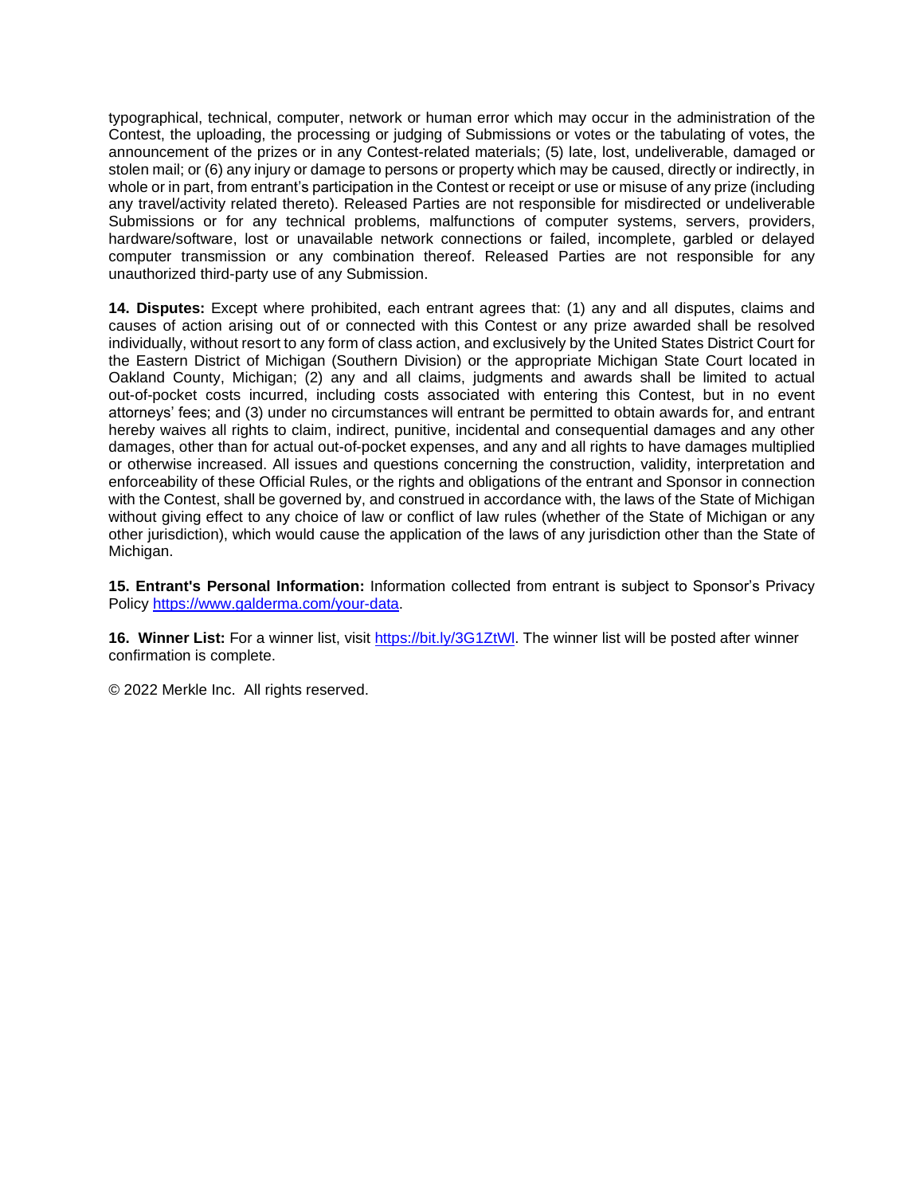typographical, technical, computer, network or human error which may occur in the administration of the Contest, the uploading, the processing or judging of Submissions or votes or the tabulating of votes, the announcement of the prizes or in any Contest-related materials; (5) late, lost, undeliverable, damaged or stolen mail; or (6) any injury or damage to persons or property which may be caused, directly or indirectly, in whole or in part, from entrant's participation in the Contest or receipt or use or misuse of any prize (including any travel/activity related thereto). Released Parties are not responsible for misdirected or undeliverable Submissions or for any technical problems, malfunctions of computer systems, servers, providers, hardware/software, lost or unavailable network connections or failed, incomplete, garbled or delayed computer transmission or any combination thereof. Released Parties are not responsible for any unauthorized third-party use of any Submission.

**14. Disputes:** Except where prohibited, each entrant agrees that: (1) any and all disputes, claims and causes of action arising out of or connected with this Contest or any prize awarded shall be resolved individually, without resort to any form of class action, and exclusively by the United States District Court for the Eastern District of Michigan (Southern Division) or the appropriate Michigan State Court located in Oakland County, Michigan; (2) any and all claims, judgments and awards shall be limited to actual out-of-pocket costs incurred, including costs associated with entering this Contest, but in no event attorneys' fees; and (3) under no circumstances will entrant be permitted to obtain awards for, and entrant hereby waives all rights to claim, indirect, punitive, incidental and consequential damages and any other damages, other than for actual out-of-pocket expenses, and any and all rights to have damages multiplied or otherwise increased. All issues and questions concerning the construction, validity, interpretation and enforceability of these Official Rules, or the rights and obligations of the entrant and Sponsor in connection with the Contest, shall be governed by, and construed in accordance with, the laws of the State of Michigan without giving effect to any choice of law or conflict of law rules (whether of the State of Michigan or any other jurisdiction), which would cause the application of the laws of any jurisdiction other than the State of Michigan.

**15. Entrant's Personal Information:** Information collected from entrant is subject to Sponsor's Privacy Policy https://www.galderma.com/your-data.

**16. Winner List:** For a winner list, visit https://bit.ly/3G1ZtWl. The winner list will be posted after winner confirmation is complete.

© 2022 Merkle Inc. All rights reserved.